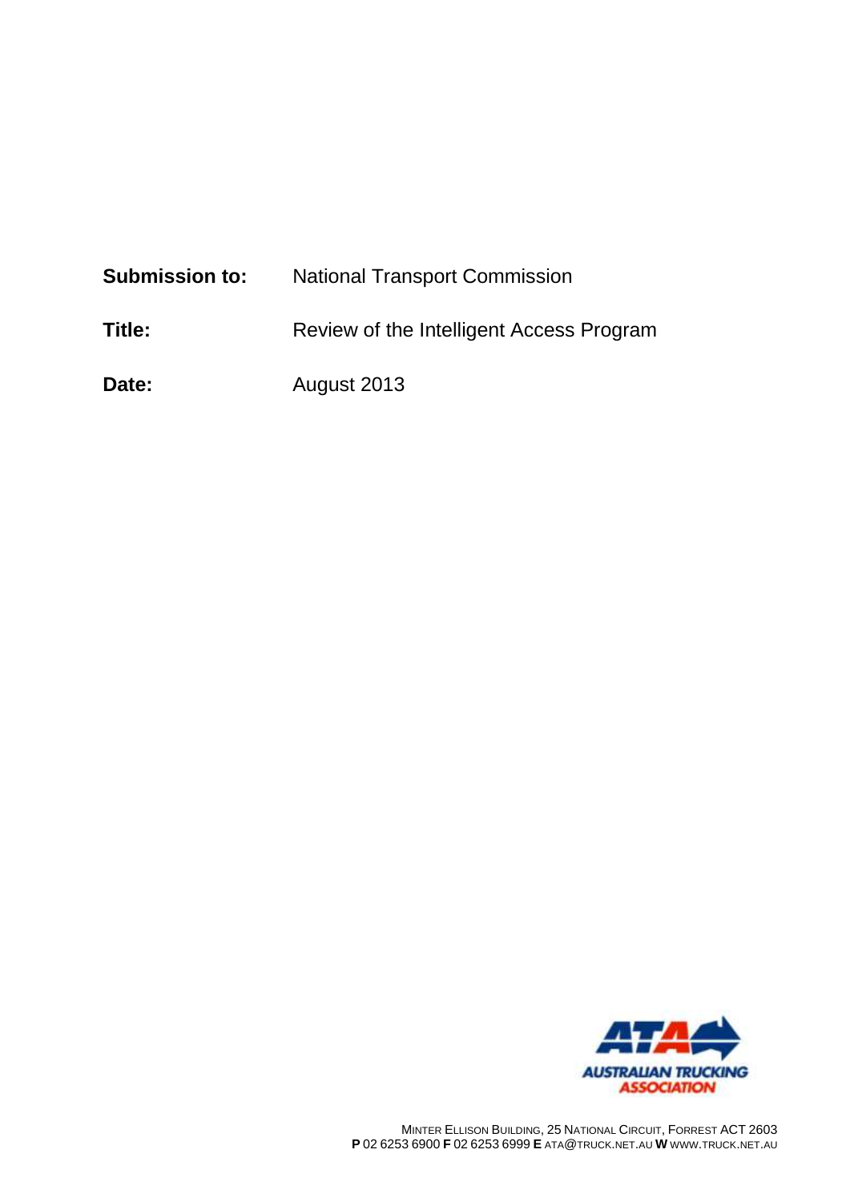**Submission to:** National Transport Commission

**Title:** Review of the Intelligent Access Program

**Date:** August 2013

AUSTRALIAN TRUCKING ASSOCIATION

MINTER ELLISON BUILDING, 25 NATIONAL CIRCUIT, FORREST ACT 2603
**P** 02 6253 6900 **F** 02 6253 6999 **E** ATA@TRUCK.NET.AU **W** WWW.TRUCK.NET.AU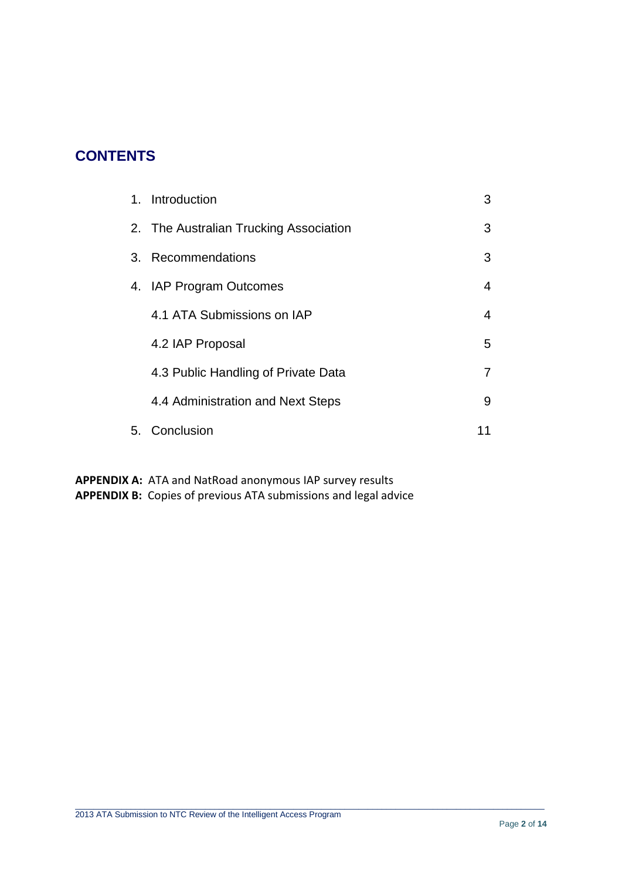## CONTENTS

| | |
|---|---|
| 1. Introduction | 3 |
| 2. The Australian Trucking Association | 3 |
| 3. Recommendations | 3 |
| 4. IAP Program Outcomes | 4 |
| 4.1 ATA Submissions on IAP | 4 |
| 4.2 IAP Proposal | 5 |
| 4.3 Public Handling of Private Data | 7 |
| 4.4 Administration and Next Steps | 9 |
| 5. Conclusion | 11 |

**APPENDIX A:** ATA and NatRoad anonymous IAP survey results
**APPENDIX B:** Copies of previous ATA submissions and legal advice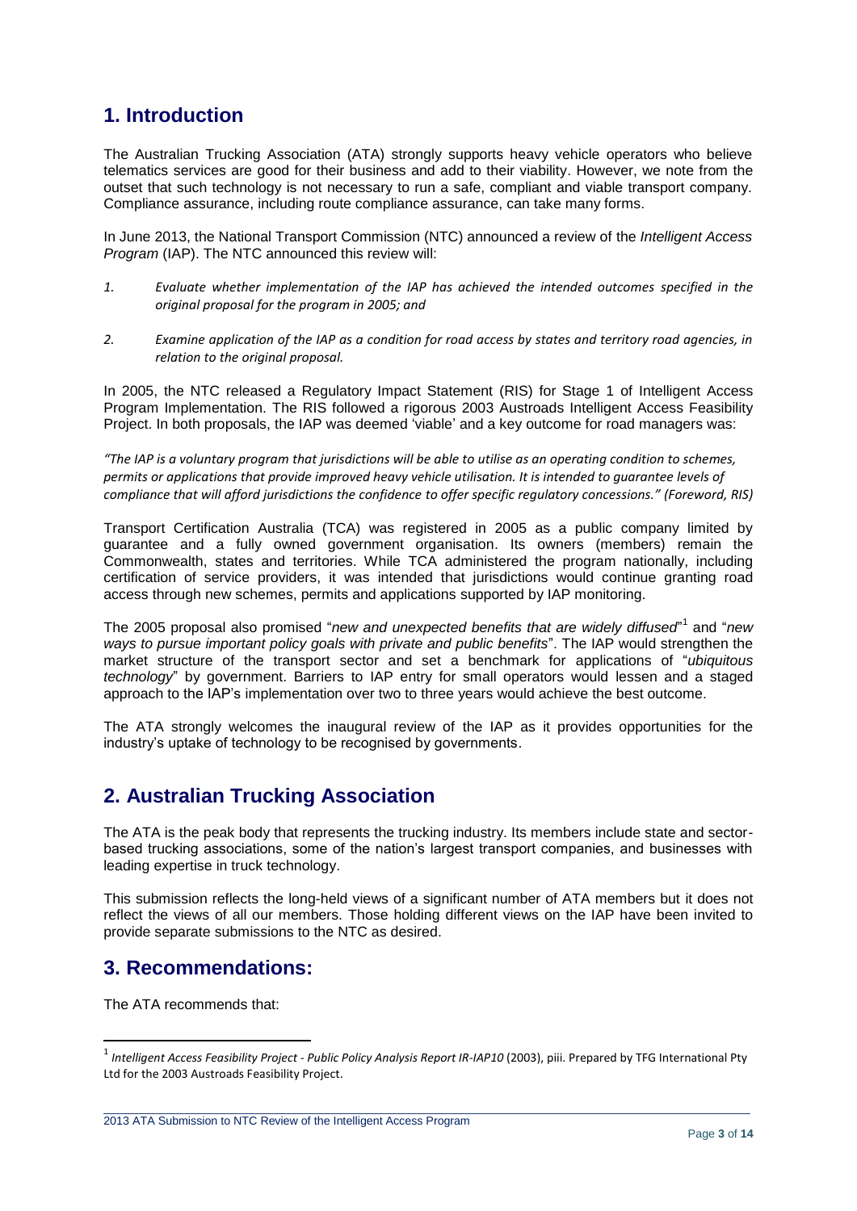## 1. Introduction

The Australian Trucking Association (ATA) strongly supports heavy vehicle operators who believe telematics services are good for their business and add to their viability. However, we note from the outset that such technology is not necessary to run a safe, compliant and viable transport company. Compliance assurance, including route compliance assurance, can take many forms.

In June 2013, the National Transport Commission (NTC) announced a review of the *Intelligent Access Program* (IAP). The NTC announced this review will:

1. *Evaluate whether implementation of the IAP has achieved the intended outcomes specified in the original proposal for the program in 2005; and*

2. *Examine application of the IAP as a condition for road access by states and territory road agencies, in relation to the original proposal.*

In 2005, the NTC released a Regulatory Impact Statement (RIS) for Stage 1 of Intelligent Access Program Implementation. The RIS followed a rigorous 2003 Austroads Intelligent Access Feasibility Project. In both proposals, the IAP was deemed 'viable' and a key outcome for road managers was:

*"The IAP is a voluntary program that jurisdictions will be able to utilise as an operating condition to schemes, permits or applications that provide improved heavy vehicle utilisation. It is intended to guarantee levels of compliance that will afford jurisdictions the confidence to offer specific regulatory concessions." (Foreword, RIS)*

Transport Certification Australia (TCA) was registered in 2005 as a public company limited by guarantee and a fully owned government organisation. Its owners (members) remain the Commonwealth, states and territories. While TCA administered the program nationally, including certification of service providers, it was intended that jurisdictions would continue granting road access through new schemes, permits and applications supported by IAP monitoring.

The 2005 proposal also promised "*new and unexpected benefits that are widely diffused*"[1] and "*new ways to pursue important policy goals with private and public benefits*". The IAP would strengthen the market structure of the transport sector and set a benchmark for applications of "*ubiquitous technology*" by government. Barriers to IAP entry for small operators would lessen and a staged approach to the IAP's implementation over two to three years would achieve the best outcome.

The ATA strongly welcomes the inaugural review of the IAP as it provides opportunities for the industry's uptake of technology to be recognised by governments.

## 2. Australian Trucking Association

The ATA is the peak body that represents the trucking industry. Its members include state and sector-based trucking associations, some of the nation's largest transport companies, and businesses with leading expertise in truck technology.

This submission reflects the long-held views of a significant number of ATA members but it does not reflect the views of all our members. Those holding different views on the IAP have been invited to provide separate submissions to the NTC as desired.

## 3. Recommendations:

The ATA recommends that:

---

[1] *Intelligent Access Feasibility Project - Public Policy Analysis Report IR-IAP10* (2003), piii. Prepared by TFG International Pty Ltd for the 2003 Austroads Feasibility Project.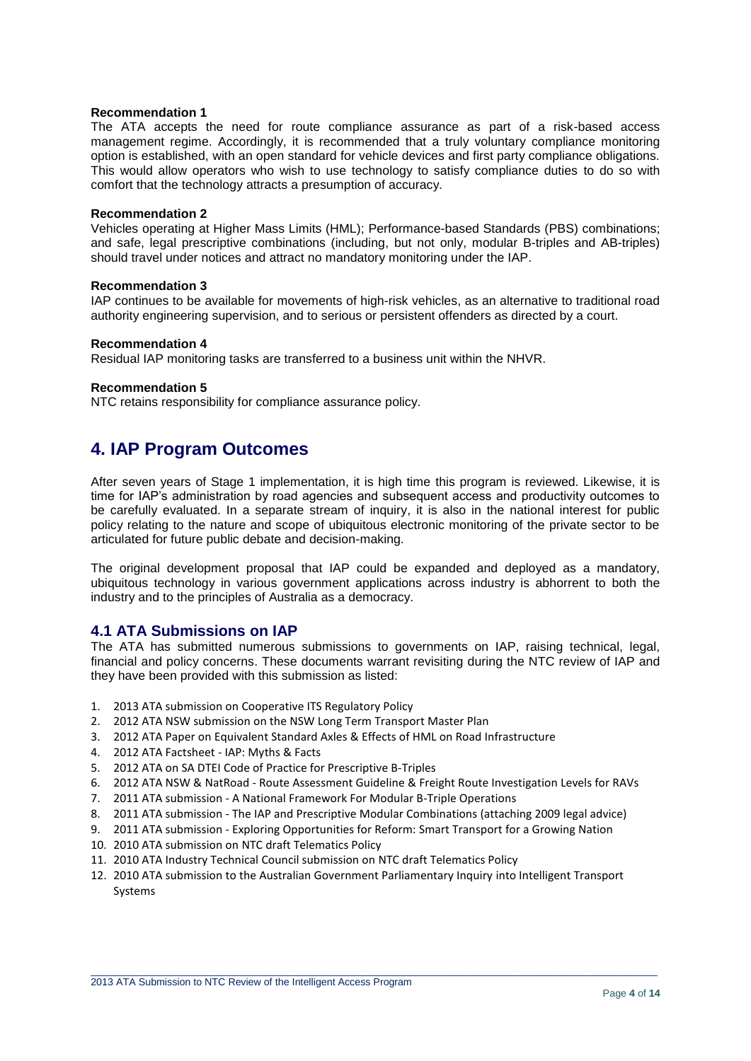**Recommendation 1**

The ATA accepts the need for route compliance assurance as part of a risk-based access management regime. Accordingly, it is recommended that a truly voluntary compliance monitoring option is established, with an open standard for vehicle devices and first party compliance obligations. This would allow operators who wish to use technology to satisfy compliance duties to do so with comfort that the technology attracts a presumption of accuracy.

**Recommendation 2**

Vehicles operating at Higher Mass Limits (HML); Performance-based Standards (PBS) combinations; and safe, legal prescriptive combinations (including, but not only, modular B-triples and AB-triples) should travel under notices and attract no mandatory monitoring under the IAP.

**Recommendation 3**

IAP continues to be available for movements of high-risk vehicles, as an alternative to traditional road authority engineering supervision, and to serious or persistent offenders as directed by a court.

**Recommendation 4**

Residual IAP monitoring tasks are transferred to a business unit within the NHVR.

**Recommendation 5**

NTC retains responsibility for compliance assurance policy.

# 4. IAP Program Outcomes

After seven years of Stage 1 implementation, it is high time this program is reviewed. Likewise, it is time for IAP's administration by road agencies and subsequent access and productivity outcomes to be carefully evaluated. In a separate stream of inquiry, it is also in the national interest for public policy relating to the nature and scope of ubiquitous electronic monitoring of the private sector to be articulated for future public debate and decision-making.

The original development proposal that IAP could be expanded and deployed as a mandatory, ubiquitous technology in various government applications across industry is abhorrent to both the industry and to the principles of Australia as a democracy.

## 4.1 ATA Submissions on IAP

The ATA has submitted numerous submissions to governments on IAP, raising technical, legal, financial and policy concerns. These documents warrant revisiting during the NTC review of IAP and they have been provided with this submission as listed:

1. 2013 ATA submission on Cooperative ITS Regulatory Policy
2. 2012 ATA NSW submission on the NSW Long Term Transport Master Plan
3. 2012 ATA Paper on Equivalent Standard Axles & Effects of HML on Road Infrastructure
4. 2012 ATA Factsheet - IAP: Myths & Facts
5. 2012 ATA on SA DTEI Code of Practice for Prescriptive B-Triples
6. 2012 ATA NSW & NatRoad - Route Assessment Guideline & Freight Route Investigation Levels for RAVs
7. 2011 ATA submission - A National Framework For Modular B-Triple Operations
8. 2011 ATA submission - The IAP and Prescriptive Modular Combinations (attaching 2009 legal advice)
9. 2011 ATA submission - Exploring Opportunities for Reform: Smart Transport for a Growing Nation
10. 2010 ATA submission on NTC draft Telematics Policy
11. 2010 ATA Industry Technical Council submission on NTC draft Telematics Policy
12. 2010 ATA submission to the Australian Government Parliamentary Inquiry into Intelligent Transport Systems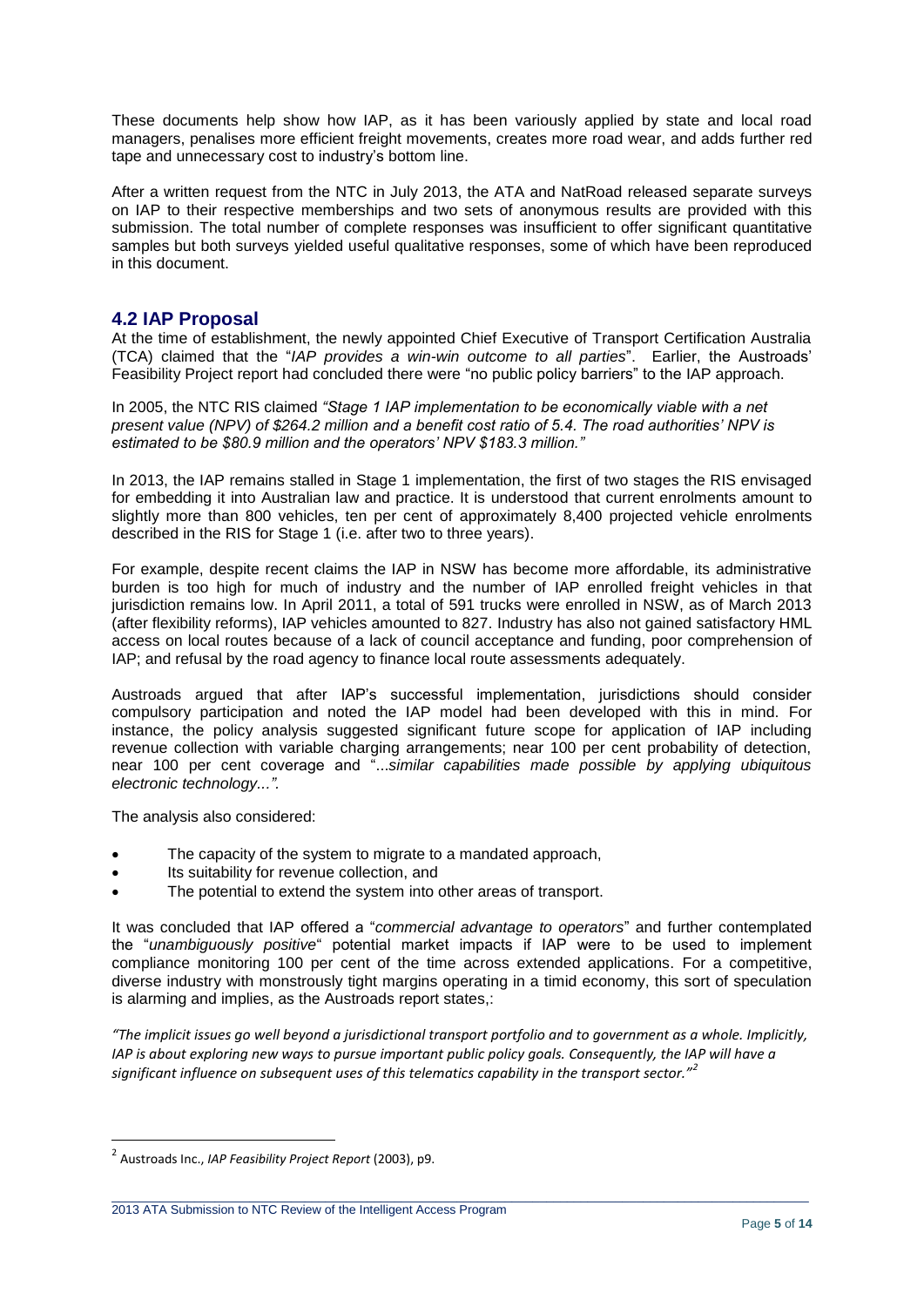These documents help show how IAP, as it has been variously applied by state and local road managers, penalises more efficient freight movements, creates more road wear, and adds further red tape and unnecessary cost to industry's bottom line.

After a written request from the NTC in July 2013, the ATA and NatRoad released separate surveys on IAP to their respective memberships and two sets of anonymous results are provided with this submission. The total number of complete responses was insufficient to offer significant quantitative samples but both surveys yielded useful qualitative responses, some of which have been reproduced in this document.

## 4.2 IAP Proposal

At the time of establishment, the newly appointed Chief Executive of Transport Certification Australia (TCA) claimed that the "*IAP provides a win-win outcome to all parties*". Earlier, the Austroads' Feasibility Project report had concluded there were "no public policy barriers" to the IAP approach.

In 2005, the NTC RIS claimed *"Stage 1 IAP implementation to be economically viable with a net present value (NPV) of $264.2 million and a benefit cost ratio of 5.4. The road authorities' NPV is estimated to be $80.9 million and the operators' NPV $183.3 million."*

In 2013, the IAP remains stalled in Stage 1 implementation, the first of two stages the RIS envisaged for embedding it into Australian law and practice. It is understood that current enrolments amount to slightly more than 800 vehicles, ten per cent of approximately 8,400 projected vehicle enrolments described in the RIS for Stage 1 (i.e. after two to three years).

For example, despite recent claims the IAP in NSW has become more affordable, its administrative burden is too high for much of industry and the number of IAP enrolled freight vehicles in that jurisdiction remains low. In April 2011, a total of 591 trucks were enrolled in NSW, as of March 2013 (after flexibility reforms), IAP vehicles amounted to 827. Industry has also not gained satisfactory HML access on local routes because of a lack of council acceptance and funding, poor comprehension of IAP; and refusal by the road agency to finance local route assessments adequately.

Austroads argued that after IAP's successful implementation, jurisdictions should consider compulsory participation and noted the IAP model had been developed with this in mind. For instance, the policy analysis suggested significant future scope for application of IAP including revenue collection with variable charging arrangements; near 100 per cent probability of detection, near 100 per cent coverage and "...*similar capabilities made possible by applying ubiquitous electronic technology...".*

The analysis also considered:

- The capacity of the system to migrate to a mandated approach,
- Its suitability for revenue collection, and
- The potential to extend the system into other areas of transport.

It was concluded that IAP offered a "*commercial advantage to operators*" and further contemplated the "*unambiguously positive*" potential market impacts if IAP were to be used to implement compliance monitoring 100 per cent of the time across extended applications. For a competitive, diverse industry with monstrously tight margins operating in a timid economy, this sort of speculation is alarming and implies, as the Austroads report states,:

*"The implicit issues go well beyond a jurisdictional transport portfolio and to government as a whole. Implicitly, IAP is about exploring new ways to pursue important public policy goals. Consequently, the IAP will have a significant influence on subsequent uses of this telematics capability in the transport sector."*[2]

---

[2] Austroads Inc., *IAP Feasibility Project Report* (2003), p9.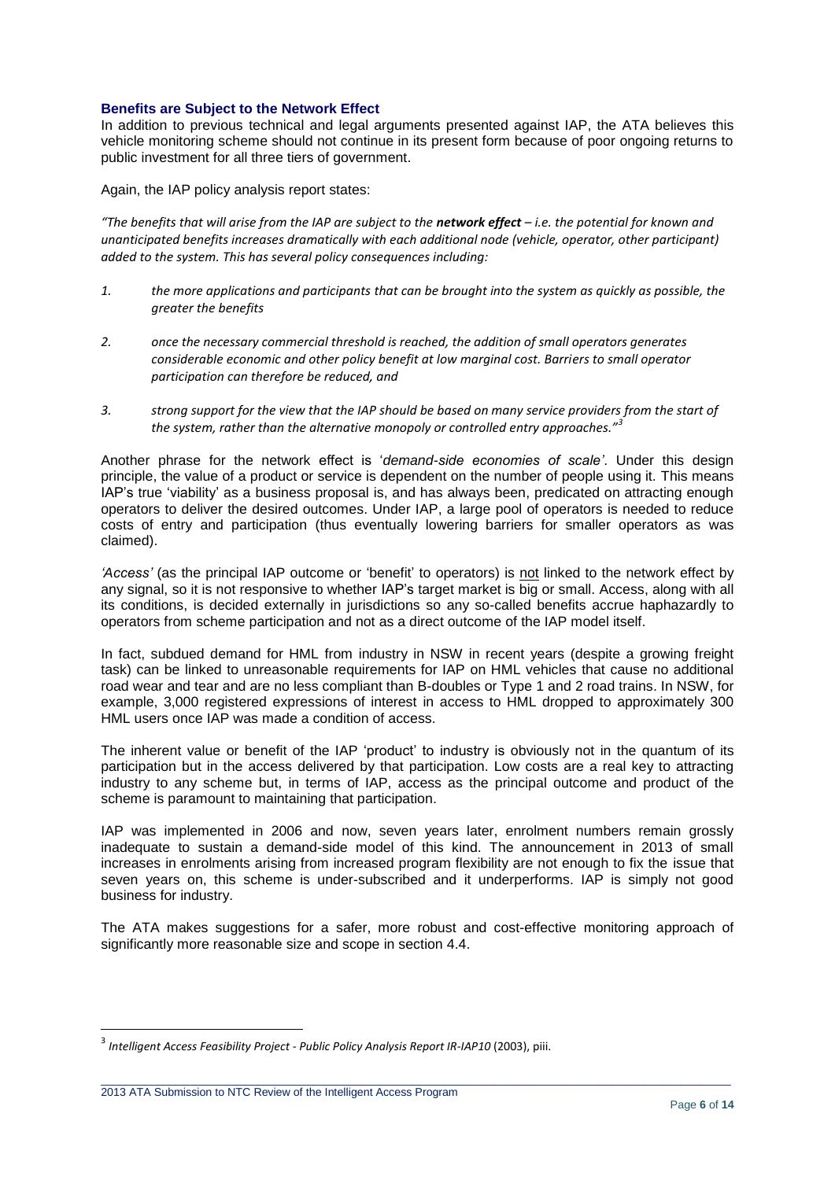### Benefits are Subject to the Network Effect

In addition to previous technical and legal arguments presented against IAP, the ATA believes this vehicle monitoring scheme should not continue in its present form because of poor ongoing returns to public investment for all three tiers of government.

Again, the IAP policy analysis report states:

*"The benefits that will arise from the IAP are subject to the* ***network effect*** *– i.e. the potential for known and unanticipated benefits increases dramatically with each additional node (vehicle, operator, other participant) added to the system. This has several policy consequences including:*

1. *the more applications and participants that can be brought into the system as quickly as possible, the greater the benefits*
2. *once the necessary commercial threshold is reached, the addition of small operators generates considerable economic and other policy benefit at low marginal cost. Barriers to small operator participation can therefore be reduced, and*
3. *strong support for the view that the IAP should be based on many service providers from the start of the system, rather than the alternative monopoly or controlled entry approaches."*[3]

Another phrase for the network effect is '*demand-side economies of scale'*. Under this design principle, the value of a product or service is dependent on the number of people using it. This means IAP's true 'viability' as a business proposal is, and has always been, predicated on attracting enough operators to deliver the desired outcomes. Under IAP, a large pool of operators is needed to reduce costs of entry and participation (thus eventually lowering barriers for smaller operators as was claimed).

*'Access'* (as the principal IAP outcome or 'benefit' to operators) is <u>not</u> linked to the network effect by any signal, so it is not responsive to whether IAP's target market is big or small. Access, along with all its conditions, is decided externally in jurisdictions so any so-called benefits accrue haphazardly to operators from scheme participation and not as a direct outcome of the IAP model itself.

In fact, subdued demand for HML from industry in NSW in recent years (despite a growing freight task) can be linked to unreasonable requirements for IAP on HML vehicles that cause no additional road wear and tear and are no less compliant than B-doubles or Type 1 and 2 road trains. In NSW, for example, 3,000 registered expressions of interest in access to HML dropped to approximately 300 HML users once IAP was made a condition of access.

The inherent value or benefit of the IAP 'product' to industry is obviously not in the quantum of its participation but in the access delivered by that participation. Low costs are a real key to attracting industry to any scheme but, in terms of IAP, access as the principal outcome and product of the scheme is paramount to maintaining that participation.

IAP was implemented in 2006 and now, seven years later, enrolment numbers remain grossly inadequate to sustain a demand-side model of this kind. The announcement in 2013 of small increases in enrolments arising from increased program flexibility are not enough to fix the issue that seven years on, this scheme is under-subscribed and it underperforms. IAP is simply not good business for industry.

The ATA makes suggestions for a safer, more robust and cost-effective monitoring approach of significantly more reasonable size and scope in section 4.4.

---

[3] *Intelligent Access Feasibility Project - Public Policy Analysis Report IR-IAP10* (2003), piii.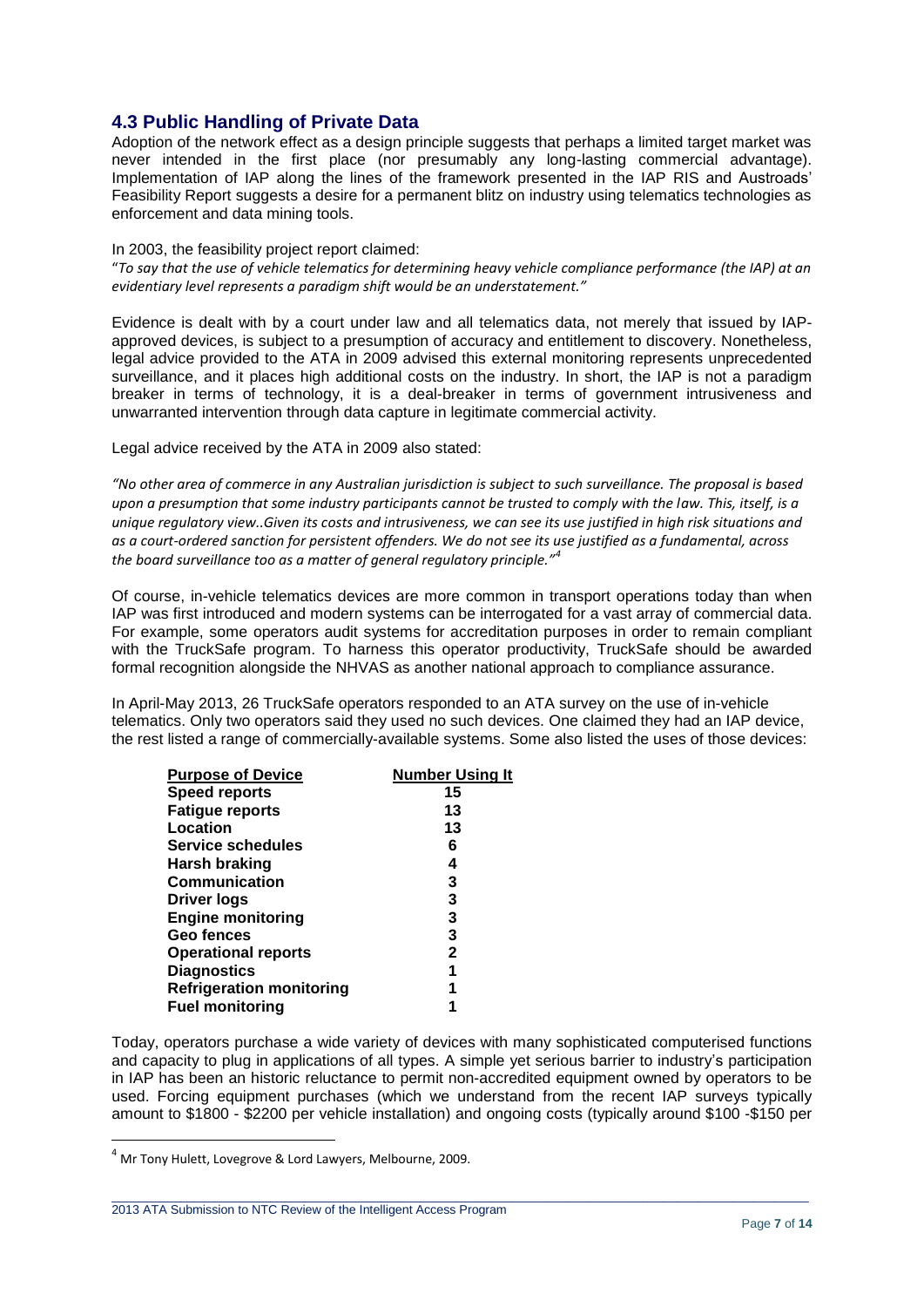## 4.3 Public Handling of Private Data

Adoption of the network effect as a design principle suggests that perhaps a limited target market was never intended in the first place (nor presumably any long-lasting commercial advantage). Implementation of IAP along the lines of the framework presented in the IAP RIS and Austroads' Feasibility Report suggests a desire for a permanent blitz on industry using telematics technologies as enforcement and data mining tools.

In 2003, the feasibility project report claimed:

"*To say that the use of vehicle telematics for determining heavy vehicle compliance performance (the IAP) at an evidentiary level represents a paradigm shift would be an understatement.*"

Evidence is dealt with by a court under law and all telematics data, not merely that issued by IAP-approved devices, is subject to a presumption of accuracy and entitlement to discovery. Nonetheless, legal advice provided to the ATA in 2009 advised this external monitoring represents unprecedented surveillance, and it places high additional costs on the industry. In short, the IAP is not a paradigm breaker in terms of technology, it is a deal-breaker in terms of government intrusiveness and unwarranted intervention through data capture in legitimate commercial activity.

Legal advice received by the ATA in 2009 also stated:

*"No other area of commerce in any Australian jurisdiction is subject to such surveillance. The proposal is based upon a presumption that some industry participants cannot be trusted to comply with the law. This, itself, is a unique regulatory view..Given its costs and intrusiveness, we can see its use justified in high risk situations and as a court-ordered sanction for persistent offenders. We do not see its use justified as a fundamental, across the board surveillance too as a matter of general regulatory principle."*[4]

Of course, in-vehicle telematics devices are more common in transport operations today than when IAP was first introduced and modern systems can be interrogated for a vast array of commercial data. For example, some operators audit systems for accreditation purposes in order to remain compliant with the TruckSafe program. To harness this operator productivity, TruckSafe should be awarded formal recognition alongside the NHVAS as another national approach to compliance assurance.

In April-May 2013, 26 TruckSafe operators responded to an ATA survey on the use of in-vehicle telematics. Only two operators said they used no such devices. One claimed they had an IAP device, the rest listed a range of commercially-available systems. Some also listed the uses of those devices:

| Purpose of Device | Number Using It |
|---|---|
| **Speed reports** | **15** |
| **Fatigue reports** | **13** |
| **Location** | **13** |
| **Service schedules** | **6** |
| **Harsh braking** | **4** |
| **Communication** | **3** |
| **Driver logs** | **3** |
| **Engine monitoring** | **3** |
| **Geo fences** | **3** |
| **Operational reports** | **2** |
| **Diagnostics** | **1** |
| **Refrigeration monitoring** | **1** |
| **Fuel monitoring** | **1** |

Today, operators purchase a wide variety of devices with many sophisticated computerised functions and capacity to plug in applications of all types. A simple yet serious barrier to industry's participation in IAP has been an historic reluctance to permit non-accredited equipment owned by operators to be used. Forcing equipment purchases (which we understand from the recent IAP surveys typically amount to $1800 - $2200 per vehicle installation) and ongoing costs (typically around $100 -$150 per

[4] Mr Tony Hulett, Lovegrove & Lord Lawyers, Melbourne, 2009.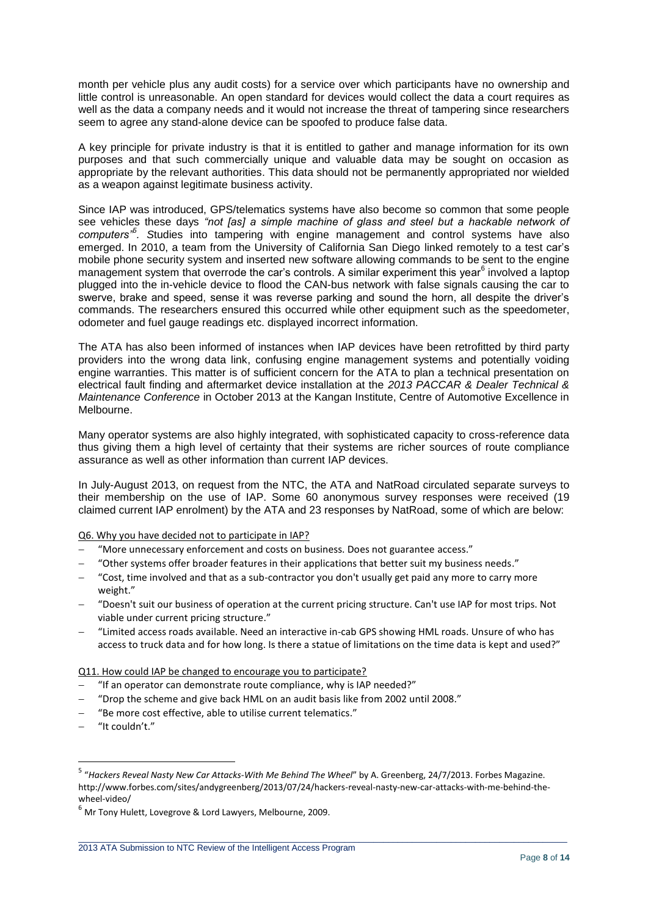month per vehicle plus any audit costs) for a service over which participants have no ownership and little control is unreasonable. An open standard for devices would collect the data a court requires as well as the data a company needs and it would not increase the threat of tampering since researchers seem to agree any stand-alone device can be spoofed to produce false data.

A key principle for private industry is that it is entitled to gather and manage information for its own purposes and that such commercially unique and valuable data may be sought on occasion as appropriate by the relevant authorities. This data should not be permanently appropriated nor wielded as a weapon against legitimate business activity.

Since IAP was introduced, GPS/telematics systems have also become so common that some people see vehicles these days *"not [as] a simple machine of glass and steel but a hackable network of computers"*[5]. Studies into tampering with engine management and control systems have also emerged. In 2010, a team from the University of California San Diego linked remotely to a test car's mobile phone security system and inserted new software allowing commands to be sent to the engine management system that overrode the car's controls. A similar experiment this year[6] involved a laptop plugged into the in-vehicle device to flood the CAN-bus network with false signals causing the car to swerve, brake and speed, sense it was reverse parking and sound the horn, all despite the driver's commands. The researchers ensured this occurred while other equipment such as the speedometer, odometer and fuel gauge readings etc. displayed incorrect information.

The ATA has also been informed of instances when IAP devices have been retrofitted by third party providers into the wrong data link, confusing engine management systems and potentially voiding engine warranties. This matter is of sufficient concern for the ATA to plan a technical presentation on electrical fault finding and aftermarket device installation at the *2013 PACCAR & Dealer Technical & Maintenance Conference* in October 2013 at the Kangan Institute, Centre of Automotive Excellence in Melbourne.

Many operator systems are also highly integrated, with sophisticated capacity to cross-reference data thus giving them a high level of certainty that their systems are richer sources of route compliance assurance as well as other information than current IAP devices.

In July-August 2013, on request from the NTC, the ATA and NatRoad circulated separate surveys to their membership on the use of IAP. Some 60 anonymous survey responses were received (19 claimed current IAP enrolment) by the ATA and 23 responses by NatRoad, some of which are below:

Q6. Why you have decided not to participate in IAP?

- "More unnecessary enforcement and costs on business. Does not guarantee access."
- "Other systems offer broader features in their applications that better suit my business needs."
- "Cost, time involved and that as a sub-contractor you don't usually get paid any more to carry more weight."
- "Doesn't suit our business of operation at the current pricing structure. Can't use IAP for most trips. Not viable under current pricing structure."
- "Limited access roads available. Need an interactive in-cab GPS showing HML roads. Unsure of who has access to truck data and for how long. Is there a statue of limitations on the time data is kept and used?"

Q11. How could IAP be changed to encourage you to participate?

- "If an operator can demonstrate route compliance, why is IAP needed?"
- "Drop the scheme and give back HML on an audit basis like from 2002 until 2008."
- "Be more cost effective, able to utilise current telematics."
- "It couldn't."

---

[5] "*Hackers Reveal Nasty New Car Attacks-With Me Behind The Wheel*" by A. Greenberg, 24/7/2013. Forbes Magazine. http://www.forbes.com/sites/andygreenberg/2013/07/24/hackers-reveal-nasty-new-car-attacks-with-me-behind-the-wheel-video/

[6] Mr Tony Hulett, Lovegrove & Lord Lawyers, Melbourne, 2009.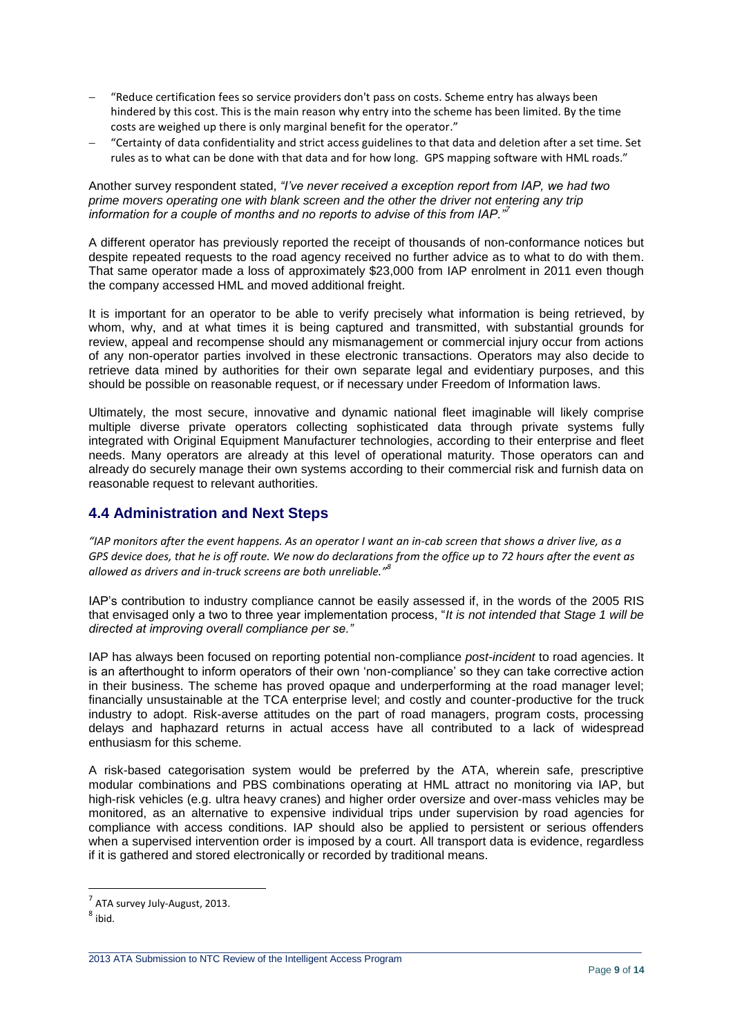- "Reduce certification fees so service providers don't pass on costs. Scheme entry has always been hindered by this cost. This is the main reason why entry into the scheme has been limited. By the time costs are weighed up there is only marginal benefit for the operator."
- "Certainty of data confidentiality and strict access guidelines to that data and deletion after a set time. Set rules as to what can be done with that data and for how long. GPS mapping software with HML roads."

Another survey respondent stated, *"I've never received a exception report from IAP, we had two prime movers operating one with blank screen and the other the driver not entering any trip information for a couple of months and no reports to advise of this from IAP."*[7]

A different operator has previously reported the receipt of thousands of non-conformance notices but despite repeated requests to the road agency received no further advice as to what to do with them. That same operator made a loss of approximately $23,000 from IAP enrolment in 2011 even though the company accessed HML and moved additional freight.

It is important for an operator to be able to verify precisely what information is being retrieved, by whom, why, and at what times it is being captured and transmitted, with substantial grounds for review, appeal and recompense should any mismanagement or commercial injury occur from actions of any non-operator parties involved in these electronic transactions. Operators may also decide to retrieve data mined by authorities for their own separate legal and evidentiary purposes, and this should be possible on reasonable request, or if necessary under Freedom of Information laws.

Ultimately, the most secure, innovative and dynamic national fleet imaginable will likely comprise multiple diverse private operators collecting sophisticated data through private systems fully integrated with Original Equipment Manufacturer technologies, according to their enterprise and fleet needs. Many operators are already at this level of operational maturity. Those operators can and already do securely manage their own systems according to their commercial risk and furnish data on reasonable request to relevant authorities.

## 4.4 Administration and Next Steps

*"IAP monitors after the event happens. As an operator I want an in-cab screen that shows a driver live, as a GPS device does, that he is off route. We now do declarations from the office up to 72 hours after the event as allowed as drivers and in-truck screens are both unreliable."*[8]

IAP's contribution to industry compliance cannot be easily assessed if, in the words of the 2005 RIS that envisaged only a two to three year implementation process, "*It is not intended that Stage 1 will be directed at improving overall compliance per se."*

IAP has always been focused on reporting potential non-compliance *post-incident* to road agencies. It is an afterthought to inform operators of their own 'non-compliance' so they can take corrective action in their business. The scheme has proved opaque and underperforming at the road manager level; financially unsustainable at the TCA enterprise level; and costly and counter-productive for the truck industry to adopt. Risk-averse attitudes on the part of road managers, program costs, processing delays and haphazard returns in actual access have all contributed to a lack of widespread enthusiasm for this scheme.

A risk-based categorisation system would be preferred by the ATA, wherein safe, prescriptive modular combinations and PBS combinations operating at HML attract no monitoring via IAP, but high-risk vehicles (e.g. ultra heavy cranes) and higher order oversize and over-mass vehicles may be monitored, as an alternative to expensive individual trips under supervision by road agencies for compliance with access conditions. IAP should also be applied to persistent or serious offenders when a supervised intervention order is imposed by a court. All transport data is evidence, regardless if it is gathered and stored electronically or recorded by traditional means.

---

[7] ATA survey July-August, 2013.

[8] ibid.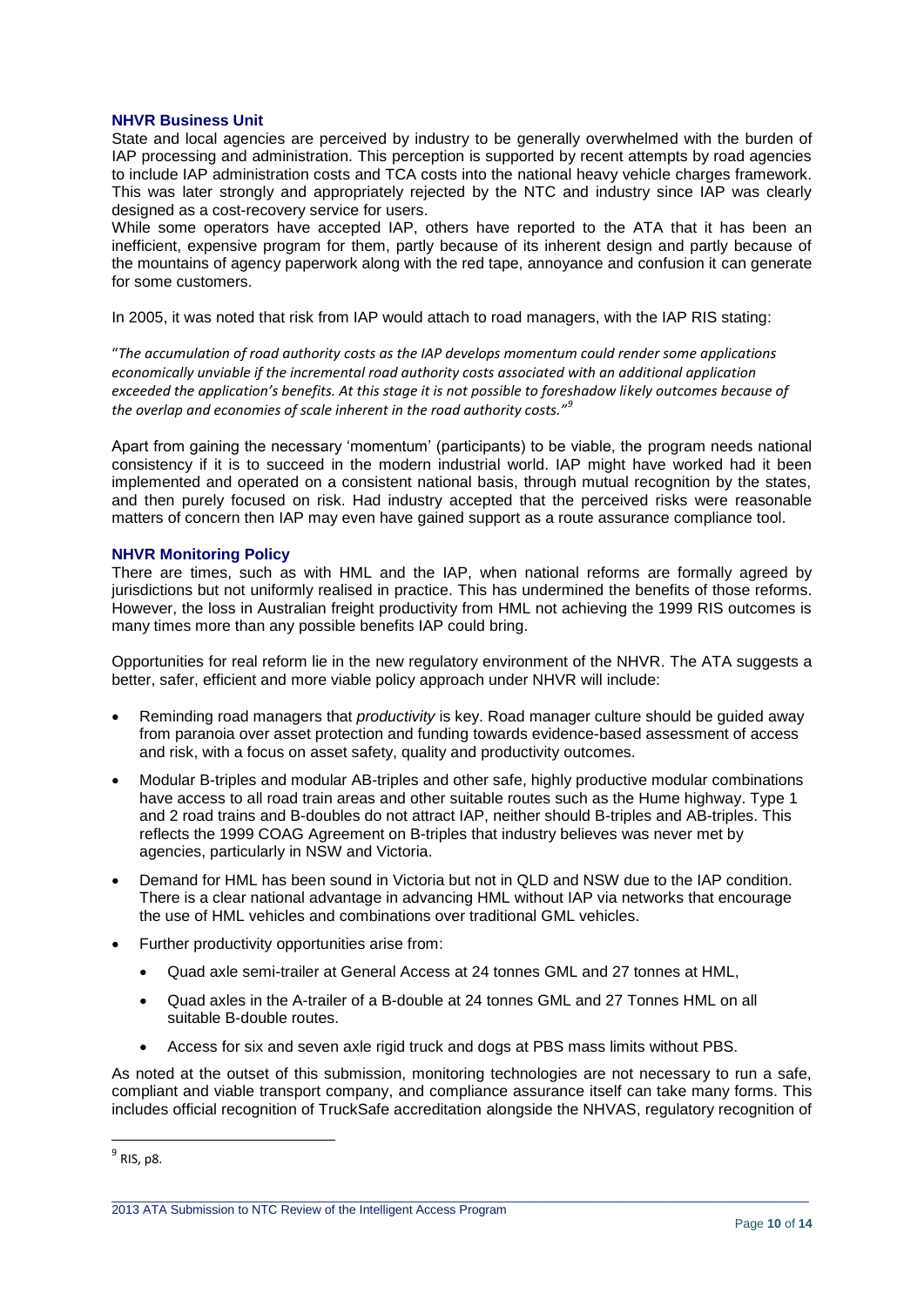### NHVR Business Unit

State and local agencies are perceived by industry to be generally overwhelmed with the burden of IAP processing and administration. This perception is supported by recent attempts by road agencies to include IAP administration costs and TCA costs into the national heavy vehicle charges framework. This was later strongly and appropriately rejected by the NTC and industry since IAP was clearly designed as a cost-recovery service for users.

While some operators have accepted IAP, others have reported to the ATA that it has been an inefficient, expensive program for them, partly because of its inherent design and partly because of the mountains of agency paperwork along with the red tape, annoyance and confusion it can generate for some customers.

In 2005, it was noted that risk from IAP would attach to road managers, with the IAP RIS stating:

"*The accumulation of road authority costs as the IAP develops momentum could render some applications economically unviable if the incremental road authority costs associated with an additional application exceeded the application's benefits. At this stage it is not possible to foreshadow likely outcomes because of the overlap and economies of scale inherent in the road authority costs.*"[9]

Apart from gaining the necessary 'momentum' (participants) to be viable, the program needs national consistency if it is to succeed in the modern industrial world. IAP might have worked had it been implemented and operated on a consistent national basis, through mutual recognition by the states, and then purely focused on risk. Had industry accepted that the perceived risks were reasonable matters of concern then IAP may even have gained support as a route assurance compliance tool.

### NHVR Monitoring Policy

There are times, such as with HML and the IAP, when national reforms are formally agreed by jurisdictions but not uniformly realised in practice. This has undermined the benefits of those reforms. However, the loss in Australian freight productivity from HML not achieving the 1999 RIS outcomes is many times more than any possible benefits IAP could bring.

Opportunities for real reform lie in the new regulatory environment of the NHVR. The ATA suggests a better, safer, efficient and more viable policy approach under NHVR will include:

- Reminding road managers that *productivity* is key. Road manager culture should be guided away from paranoia over asset protection and funding towards evidence-based assessment of access and risk, with a focus on asset safety, quality and productivity outcomes.
- Modular B-triples and modular AB-triples and other safe, highly productive modular combinations have access to all road train areas and other suitable routes such as the Hume highway. Type 1 and 2 road trains and B-doubles do not attract IAP, neither should B-triples and AB-triples. This reflects the 1999 COAG Agreement on B-triples that industry believes was never met by agencies, particularly in NSW and Victoria.
- Demand for HML has been sound in Victoria but not in QLD and NSW due to the IAP condition. There is a clear national advantage in advancing HML without IAP via networks that encourage the use of HML vehicles and combinations over traditional GML vehicles.
- Further productivity opportunities arise from:
  - Quad axle semi-trailer at General Access at 24 tonnes GML and 27 tonnes at HML,
  - Quad axles in the A-trailer of a B-double at 24 tonnes GML and 27 Tonnes HML on all suitable B-double routes.
  - Access for six and seven axle rigid truck and dogs at PBS mass limits without PBS.

As noted at the outset of this submission, monitoring technologies are not necessary to run a safe, compliant and viable transport company, and compliance assurance itself can take many forms. This includes official recognition of TruckSafe accreditation alongside the NHVAS, regulatory recognition of

[9] RIS, p8.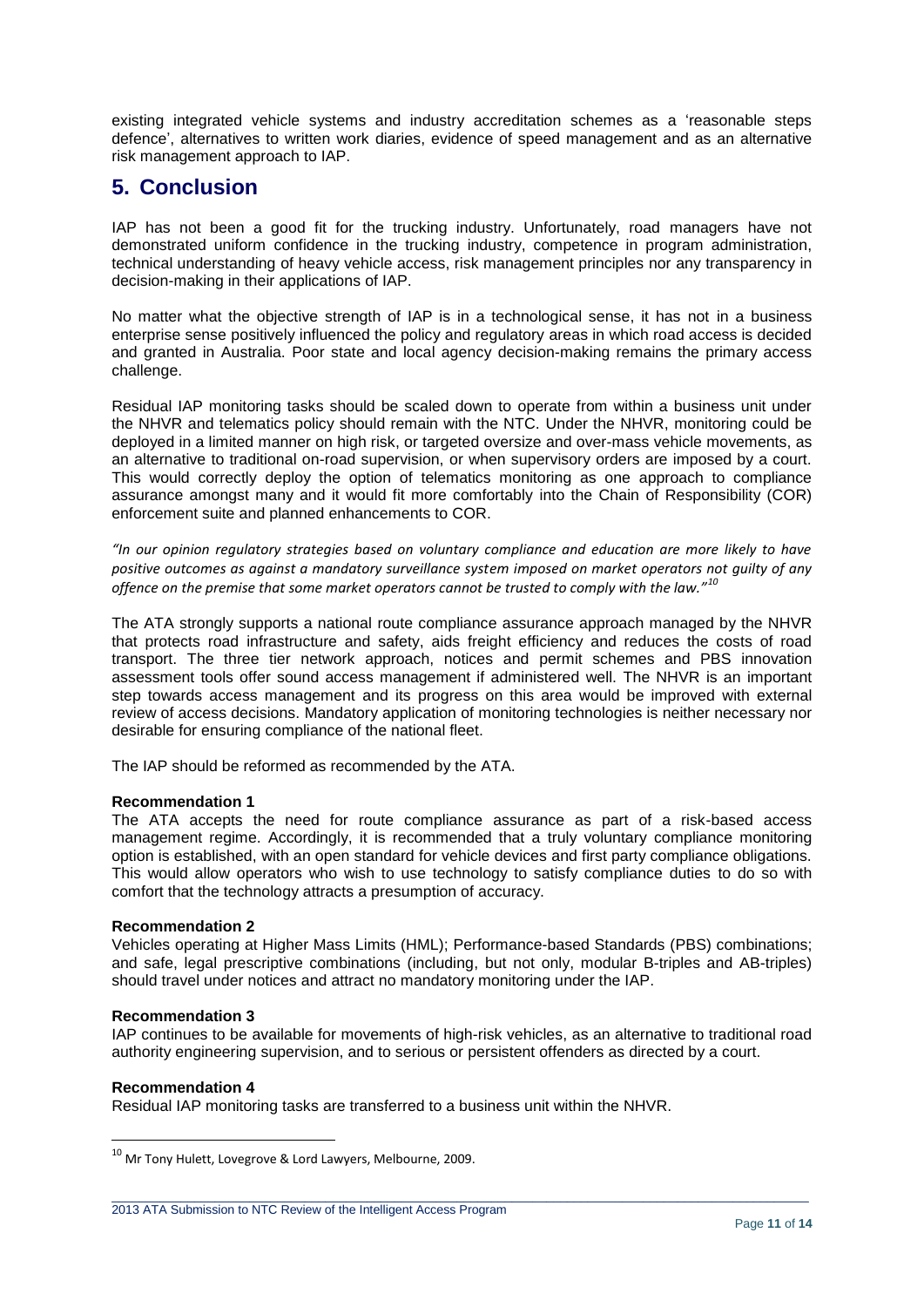existing integrated vehicle systems and industry accreditation schemes as a 'reasonable steps defence', alternatives to written work diaries, evidence of speed management and as an alternative risk management approach to IAP.

## 5. Conclusion

IAP has not been a good fit for the trucking industry. Unfortunately, road managers have not demonstrated uniform confidence in the trucking industry, competence in program administration, technical understanding of heavy vehicle access, risk management principles nor any transparency in decision-making in their applications of IAP.

No matter what the objective strength of IAP is in a technological sense, it has not in a business enterprise sense positively influenced the policy and regulatory areas in which road access is decided and granted in Australia. Poor state and local agency decision-making remains the primary access challenge.

Residual IAP monitoring tasks should be scaled down to operate from within a business unit under the NHVR and telematics policy should remain with the NTC. Under the NHVR, monitoring could be deployed in a limited manner on high risk, or targeted oversize and over-mass vehicle movements, as an alternative to traditional on-road supervision, or when supervisory orders are imposed by a court. This would correctly deploy the option of telematics monitoring as one approach to compliance assurance amongst many and it would fit more comfortably into the Chain of Responsibility (COR) enforcement suite and planned enhancements to COR.

*"In our opinion regulatory strategies based on voluntary compliance and education are more likely to have positive outcomes as against a mandatory surveillance system imposed on market operators not guilty of any offence on the premise that some market operators cannot be trusted to comply with the law."*[10]

The ATA strongly supports a national route compliance assurance approach managed by the NHVR that protects road infrastructure and safety, aids freight efficiency and reduces the costs of road transport. The three tier network approach, notices and permit schemes and PBS innovation assessment tools offer sound access management if administered well. The NHVR is an important step towards access management and its progress on this area would be improved with external review of access decisions. Mandatory application of monitoring technologies is neither necessary nor desirable for ensuring compliance of the national fleet.

The IAP should be reformed as recommended by the ATA.

**Recommendation 1**

The ATA accepts the need for route compliance assurance as part of a risk-based access management regime. Accordingly, it is recommended that a truly voluntary compliance monitoring option is established, with an open standard for vehicle devices and first party compliance obligations. This would allow operators who wish to use technology to satisfy compliance duties to do so with comfort that the technology attracts a presumption of accuracy.

**Recommendation 2**

Vehicles operating at Higher Mass Limits (HML); Performance-based Standards (PBS) combinations; and safe, legal prescriptive combinations (including, but not only, modular B-triples and AB-triples) should travel under notices and attract no mandatory monitoring under the IAP.

**Recommendation 3**

IAP continues to be available for movements of high-risk vehicles, as an alternative to traditional road authority engineering supervision, and to serious or persistent offenders as directed by a court.

**Recommendation 4**

Residual IAP monitoring tasks are transferred to a business unit within the NHVR.

---

[10] Mr Tony Hulett, Lovegrove & Lord Lawyers, Melbourne, 2009.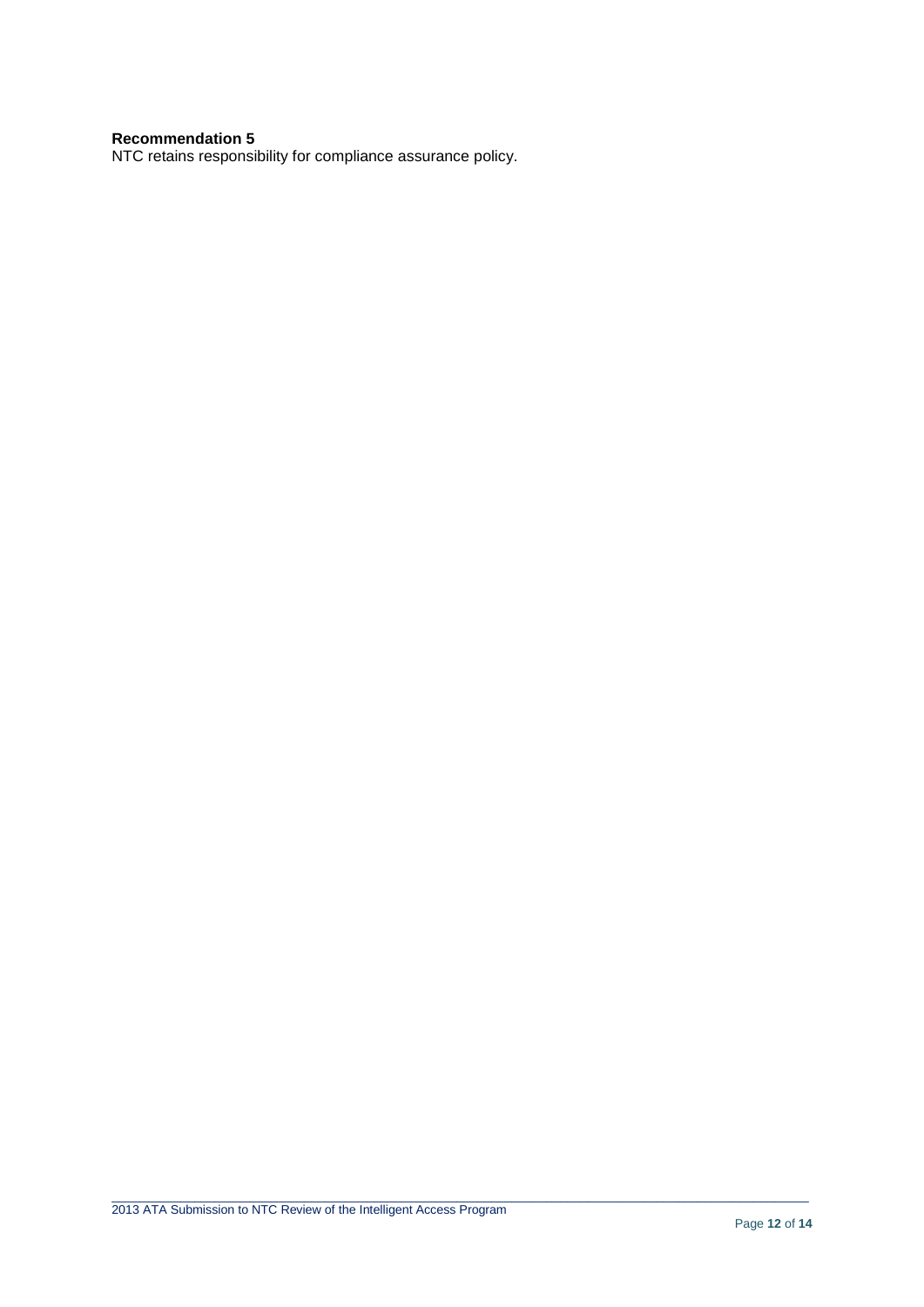**Recommendation 5**
NTC retains responsibility for compliance assurance policy.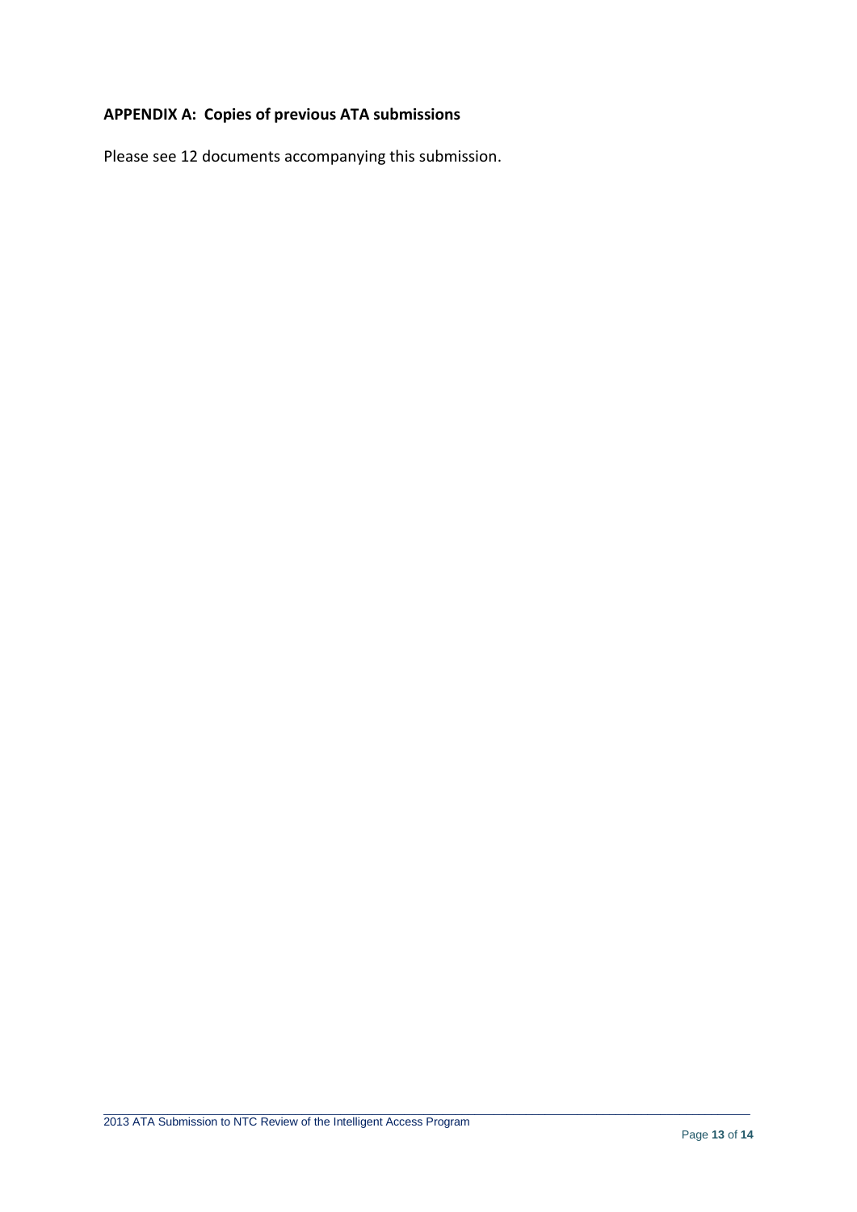## APPENDIX A: Copies of previous ATA submissions

Please see 12 documents accompanying this submission.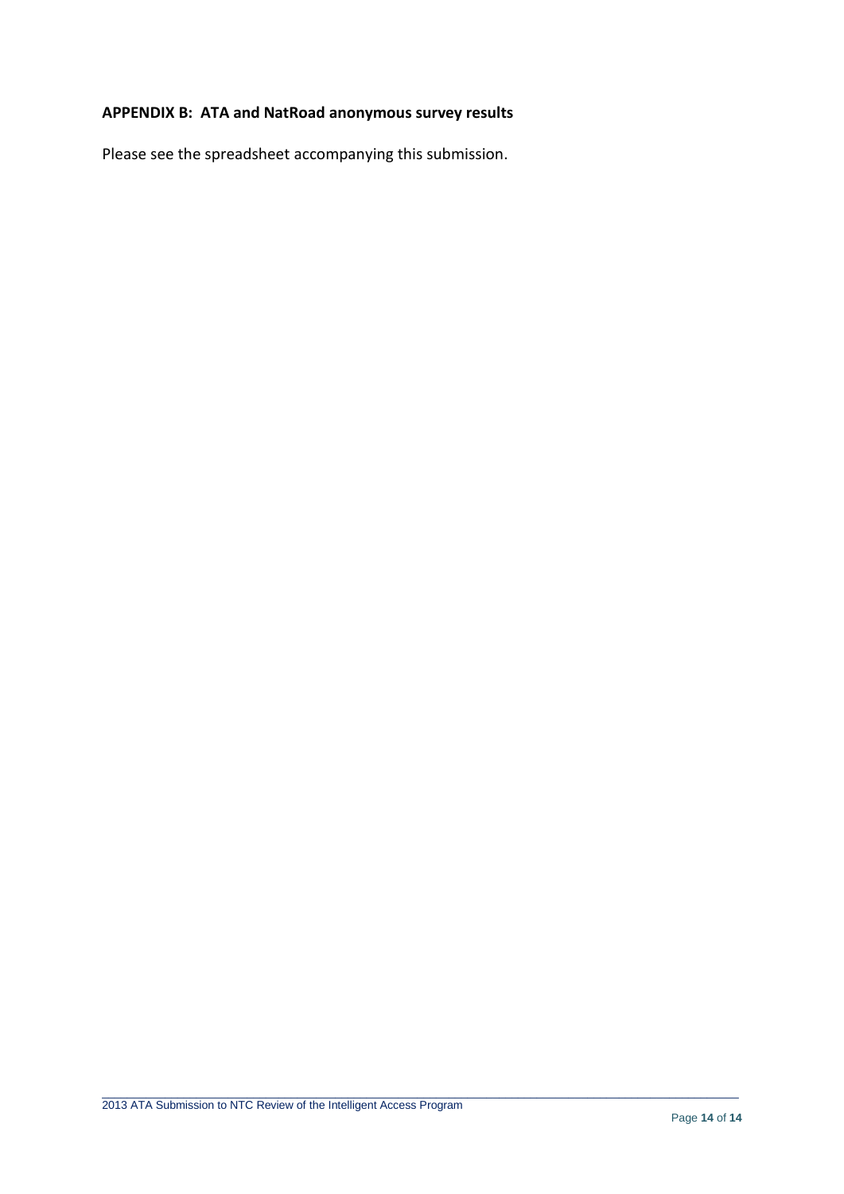## APPENDIX B: ATA and NatRoad anonymous survey results

Please see the spreadsheet accompanying this submission.